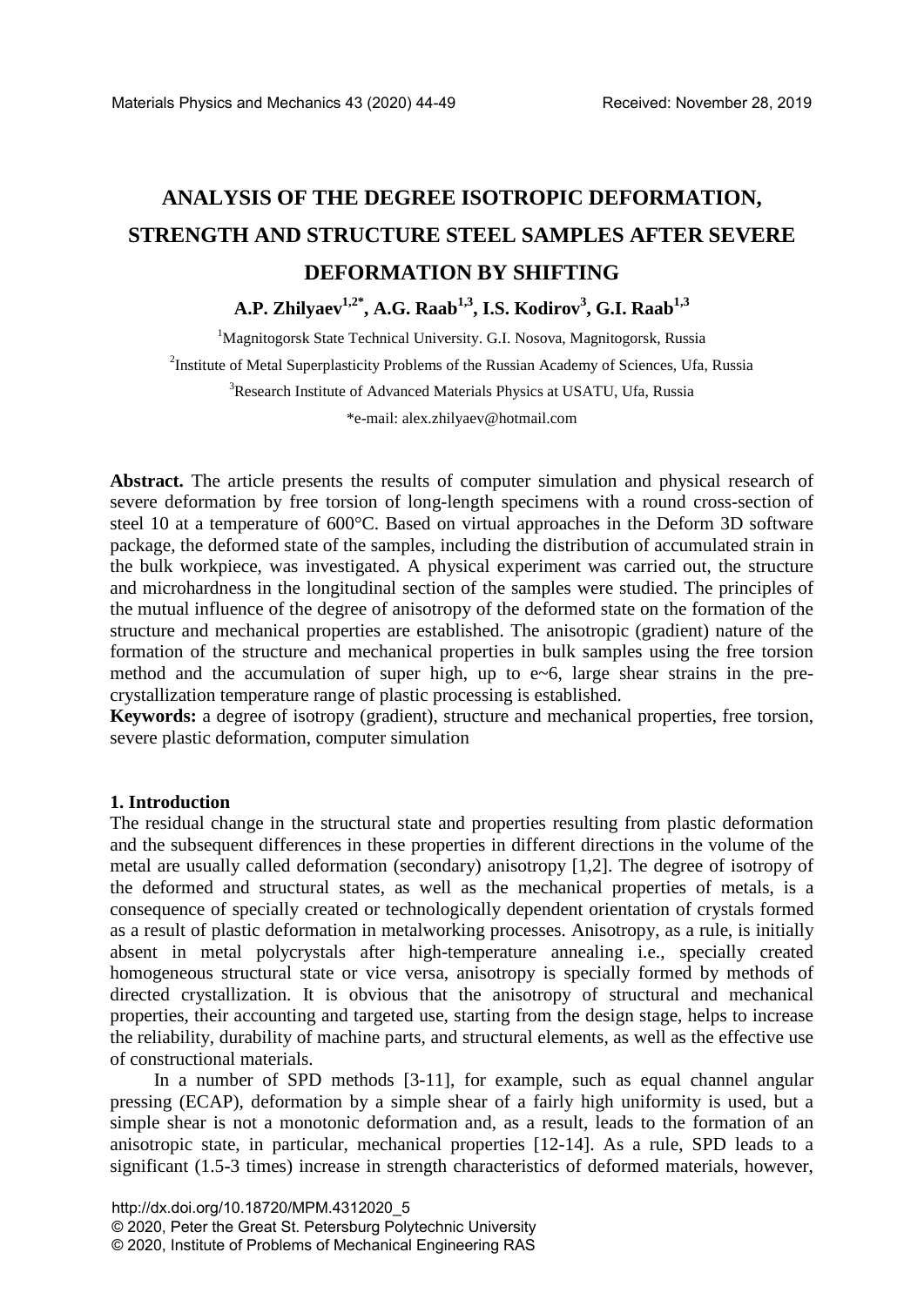# ANALYSIS OF THE DEGREE ISOTROPIC DEFORMATION, STRENGTH AND STRUCTURE STEEL SAMPLES AFTER SEVERE DEFORMATION BY SHIFTING

**A.P. Zhilyaev[1,2*], A.G. Raab[1,3], I.S. Kodirov[3], G.I. Raab[1,3]**

[1]Magnitogorsk State Technical University. G.I. Nosova, Magnitogorsk, Russia

[2]Institute of Metal Superplasticity Problems of the Russian Academy of Sciences, Ufa, Russia

[3]Research Institute of Advanced Materials Physics at USATU, Ufa, Russia

*e-mail: alex.zhilyaev@hotmail.com

**Abstract.** The article presents the results of computer simulation and physical research of severe deformation by free torsion of long-length specimens with a round cross-section of steel 10 at a temperature of 600°C. Based on virtual approaches in the Deform 3D software package, the deformed state of the samples, including the distribution of accumulated strain in the bulk workpiece, was investigated. A physical experiment was carried out, the structure and microhardness in the longitudinal section of the samples were studied. The principles of the mutual influence of the degree of anisotropy of the deformed state on the formation of the structure and mechanical properties are established. The anisotropic (gradient) nature of the formation of the structure and mechanical properties in bulk samples using the free torsion method and the accumulation of super high, up to e~6, large shear strains in the pre-crystallization temperature range of plastic processing is established.

**Keywords:** a degree of isotropy (gradient), structure and mechanical properties, free torsion, severe plastic deformation, computer simulation

## 1. Introduction

The residual change in the structural state and properties resulting from plastic deformation and the subsequent differences in these properties in different directions in the volume of the metal are usually called deformation (secondary) anisotropy [1,2]. The degree of isotropy of the deformed and structural states, as well as the mechanical properties of metals, is a consequence of specially created or technologically dependent orientation of crystals formed as a result of plastic deformation in metalworking processes. Anisotropy, as a rule, is initially absent in metal polycrystals after high-temperature annealing i.e., specially created homogeneous structural state or vice versa, anisotropy is specially formed by methods of directed crystallization. It is obvious that the anisotropy of structural and mechanical properties, their accounting and targeted use, starting from the design stage, helps to increase the reliability, durability of machine parts, and structural elements, as well as the effective use of constructional materials.

In a number of SPD methods [3-11], for example, such as equal channel angular pressing (ECAP), deformation by a simple shear of a fairly high uniformity is used, but a simple shear is not a monotonic deformation and, as a result, leads to the formation of an anisotropic state, in particular, mechanical properties [12-14]. As a rule, SPD leads to a significant (1.5-3 times) increase in strength characteristics of deformed materials, however,

http://dx.doi.org/10.18720/MPM.4312020_5

© 2020, Peter the Great St. Petersburg Polytechnic University

© 2020, Institute of Problems of Mechanical Engineering RAS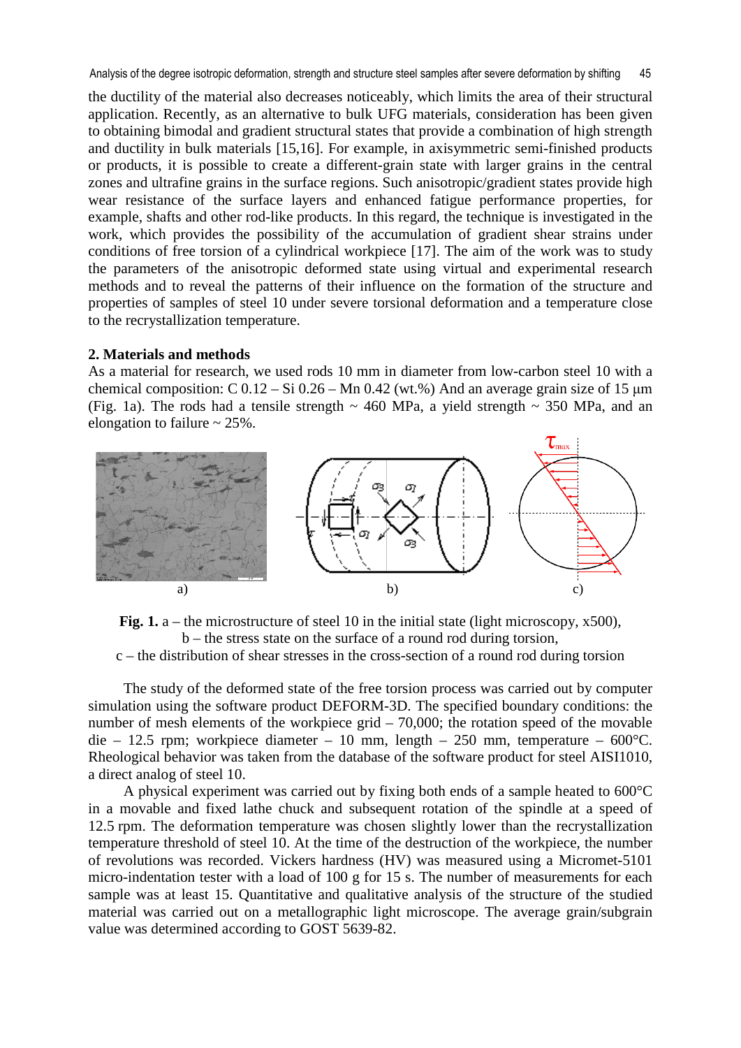the ductility of the material also decreases noticeably, which limits the area of their structural application. Recently, as an alternative to bulk UFG materials, consideration has been given to obtaining bimodal and gradient structural states that provide a combination of high strength and ductility in bulk materials [15,16]. For example, in axisymmetric semi-finished products or products, it is possible to create a different-grain state with larger grains in the central zones and ultrafine grains in the surface regions. Such anisotropic/gradient states provide high wear resistance of the surface layers and enhanced fatigue performance properties, for example, shafts and other rod-like products. In this regard, the technique is investigated in the work, which provides the possibility of the accumulation of gradient shear strains under conditions of free torsion of a cylindrical workpiece [17]. The aim of the work was to study the parameters of the anisotropic deformed state using virtual and experimental research methods and to reveal the patterns of their influence on the formation of the structure and properties of samples of steel 10 under severe torsional deformation and a temperature close to the recrystallization temperature.

## 2. Materials and methods

As a material for research, we used rods 10 mm in diameter from low-carbon steel 10 with a chemical composition: C 0.12 – Si 0.26 – Mn 0.42 (wt.%) And an average grain size of 15 μm (Fig. 1a). The rods had a tensile strength ~ 460 MPa, a yield strength ~ 350 MPa, and an elongation to failure ~ 25%.

**Fig. 1.** a – the microstructure of steel 10 in the initial state (light microscopy, x500), b – the stress state on the surface of a round rod during torsion, c – the distribution of shear stresses in the cross-section of a round rod during torsion

The study of the deformed state of the free torsion process was carried out by computer simulation using the software product DEFORM-3D. The specified boundary conditions: the number of mesh elements of the workpiece grid – 70,000; the rotation speed of the movable die – 12.5 rpm; workpiece diameter – 10 mm, length – 250 mm, temperature – 600°C. Rheological behavior was taken from the database of the software product for steel AISI1010, a direct analog of steel 10.

A physical experiment was carried out by fixing both ends of a sample heated to 600°C in a movable and fixed lathe chuck and subsequent rotation of the spindle at a speed of 12.5 rpm. The deformation temperature was chosen slightly lower than the recrystallization temperature threshold of steel 10. At the time of the destruction of the workpiece, the number of revolutions was recorded. Vickers hardness (HV) was measured using a Micromet-5101 micro-indentation tester with a load of 100 g for 15 s. The number of measurements for each sample was at least 15. Quantitative and qualitative analysis of the structure of the studied material was carried out on a metallographic light microscope. The average grain/subgrain value was determined according to GOST 5639-82.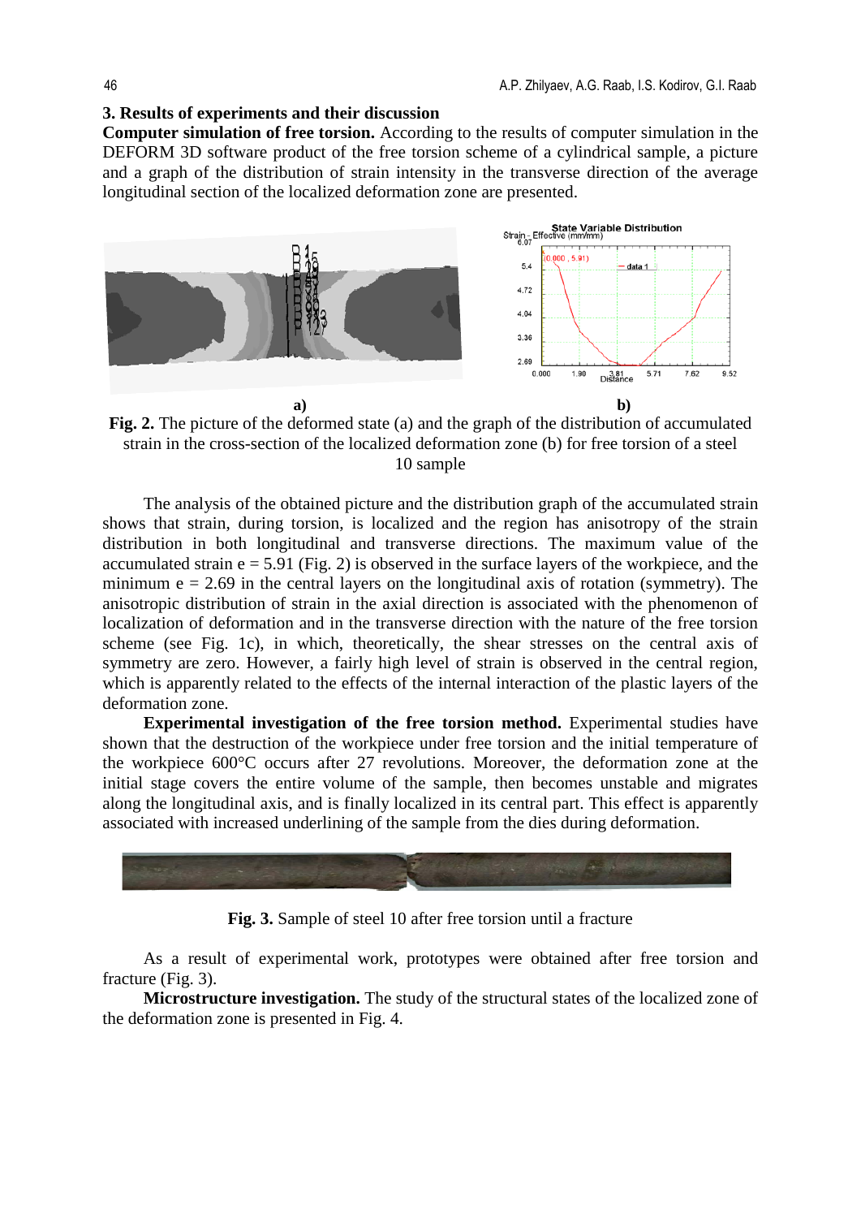## 3. Results of experiments and their discussion

**Computer simulation of free torsion.** According to the results of computer simulation in the DEFORM 3D software product of the free torsion scheme of a cylindrical sample, a picture and a graph of the distribution of strain intensity in the transverse direction of the average longitudinal section of the localized deformation zone are presented.

a) b)

**Fig. 2.** The picture of the deformed state (a) and the graph of the distribution of accumulated strain in the cross-section of the localized deformation zone (b) for free torsion of a steel 10 sample

The analysis of the obtained picture and the distribution graph of the accumulated strain shows that strain, during torsion, is localized and the region has anisotropy of the strain distribution in both longitudinal and transverse directions. The maximum value of the accumulated strain e = 5.91 (Fig. 2) is observed in the surface layers of the workpiece, and the minimum e = 2.69 in the central layers on the longitudinal axis of rotation (symmetry). The anisotropic distribution of strain in the axial direction is associated with the phenomenon of localization of deformation and in the transverse direction with the nature of the free torsion scheme (see Fig. 1c), in which, theoretically, the shear stresses on the central axis of symmetry are zero. However, a fairly high level of strain is observed in the central region, which is apparently related to the effects of the internal interaction of the plastic layers of the deformation zone.

**Experimental investigation of the free torsion method.** Experimental studies have shown that the destruction of the workpiece under free torsion and the initial temperature of the workpiece 600°C occurs after 27 revolutions. Moreover, the deformation zone at the initial stage covers the entire volume of the sample, then becomes unstable and migrates along the longitudinal axis, and is finally localized in its central part. This effect is apparently associated with increased underlining of the sample from the dies during deformation.

**Fig. 3.** Sample of steel 10 after free torsion until a fracture

As a result of experimental work, prototypes were obtained after free torsion and fracture (Fig. 3).

**Microstructure investigation.** The study of the structural states of the localized zone of the deformation zone is presented in Fig. 4.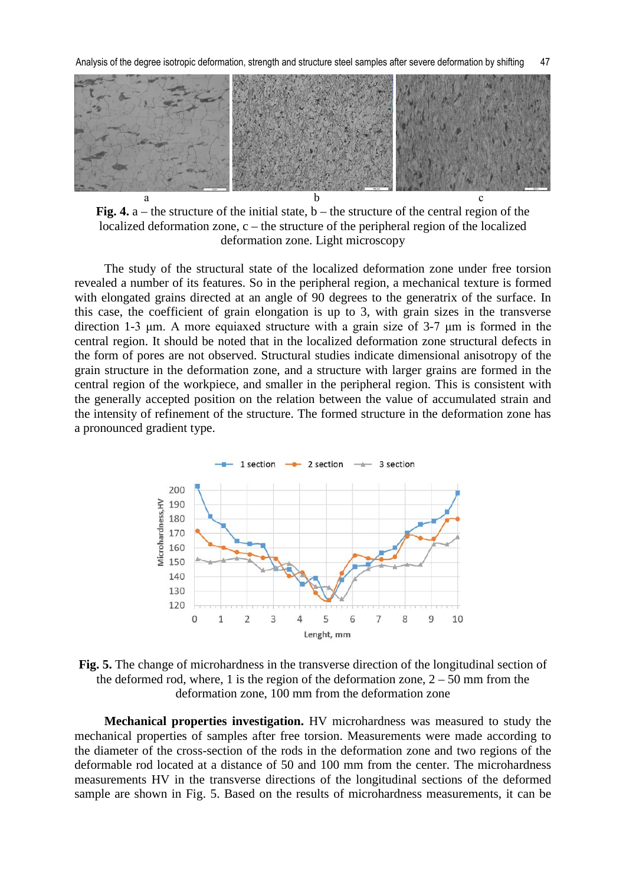a b c

**Fig. 4.** a – the structure of the initial state, b – the structure of the central region of the localized deformation zone, c – the structure of the peripheral region of the localized deformation zone. Light microscopy

The study of the structural state of the localized deformation zone under free torsion revealed a number of its features. So in the peripheral region, a mechanical texture is formed with elongated grains directed at an angle of 90 degrees to the generatrix of the surface. In this case, the coefficient of grain elongation is up to 3, with grain sizes in the transverse direction 1-3 μm. A more equiaxed structure with a grain size of 3-7 μm is formed in the central region. It should be noted that in the localized deformation zone structural defects in the form of pores are not observed. Structural studies indicate dimensional anisotropy of the grain structure in the deformation zone, and a structure with larger grains are formed in the central region of the workpiece, and smaller in the peripheral region. This is consistent with the generally accepted position on the relation between the value of accumulated strain and the intensity of refinement of the structure. The formed structure in the deformation zone has a pronounced gradient type.

**Fig. 5.** The change of microhardness in the transverse direction of the longitudinal section of the deformed rod, where, 1 is the region of the deformation zone, 2 – 50 mm from the deformation zone, 100 mm from the deformation zone

**Mechanical properties investigation.** HV microhardness was measured to study the mechanical properties of samples after free torsion. Measurements were made according to the diameter of the cross-section of the rods in the deformation zone and two regions of the deformable rod located at a distance of 50 and 100 mm from the center. The microhardness measurements HV in the transverse directions of the longitudinal sections of the deformed sample are shown in Fig. 5. Based on the results of microhardness measurements, it can be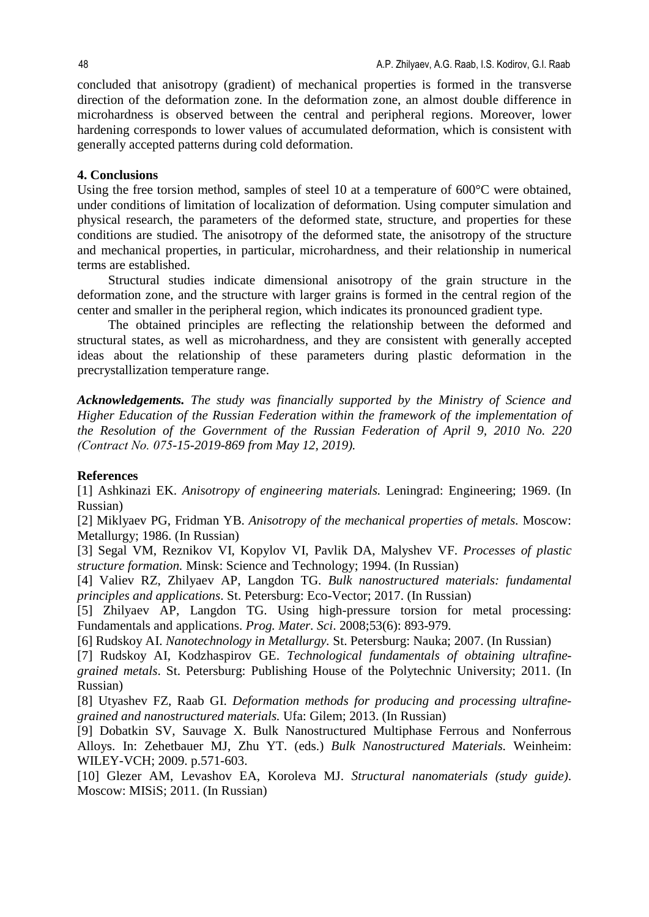concluded that anisotropy (gradient) of mechanical properties is formed in the transverse direction of the deformation zone. In the deformation zone, an almost double difference in microhardness is observed between the central and peripheral regions. Moreover, lower hardening corresponds to lower values of accumulated deformation, which is consistent with generally accepted patterns during cold deformation.

## 4. Conclusions

Using the free torsion method, samples of steel 10 at a temperature of 600°C were obtained, under conditions of limitation of localization of deformation. Using computer simulation and physical research, the parameters of the deformed state, structure, and properties for these conditions are studied. The anisotropy of the deformed state, the anisotropy of the structure and mechanical properties, in particular, microhardness, and their relationship in numerical terms are established.

Structural studies indicate dimensional anisotropy of the grain structure in the deformation zone, and the structure with larger grains is formed in the central region of the center and smaller in the peripheral region, which indicates its pronounced gradient type.

The obtained principles are reflecting the relationship between the deformed and structural states, as well as microhardness, and they are consistent with generally accepted ideas about the relationship of these parameters during plastic deformation in the precrystallization temperature range.

***Acknowledgements.*** *The study was financially supported by the Ministry of Science and Higher Education of the Russian Federation within the framework of the implementation of the Resolution of the Government of the Russian Federation of April 9, 2010 No. 220 (Contract No. 075-15-2019-869 from May 12, 2019).*

## References

[1] Ashkinazi EK. *Anisotropy of engineering materials.* Leningrad: Engineering; 1969. (In Russian)

[2] Miklyaev PG, Fridman YB. *Anisotropy of the mechanical properties of metals.* Moscow: Metallurgy; 1986. (In Russian)

[3] Segal VM, Reznikov VI, Kopylov VI, Pavlik DA, Malyshev VF. *Processes of plastic structure formation.* Minsk: Science and Technology; 1994. (In Russian)

[4] Valiev RZ, Zhilyaev AP, Langdon TG. *Bulk nanostructured materials: fundamental principles and applications*. St. Petersburg: Eco-Vector; 2017. (In Russian)

[5] Zhilyaev AP, Langdon TG. Using high-pressure torsion for metal processing: Fundamentals and applications. *Prog. Mater. Sci*. 2008;53(6): 893-979.

[6] Rudskoy AI. *Nanotechnology in Metallurgy.* St. Petersburg: Nauka; 2007. (In Russian)

[7] Rudskoy AI, Kodzhaspirov GE. *Technological fundamentals of obtaining ultrafine-grained metals*. St. Petersburg: Publishing House of the Polytechnic University; 2011. (In Russian)

[8] Utyashev FZ, Raab GI. *Deformation methods for producing and processing ultrafine-grained and nanostructured materials.* Ufa: Gilem; 2013. (In Russian)

[9] Dobatkin SV, Sauvage X. Bulk Nanostructured Multiphase Ferrous and Nonferrous Alloys. In: Zehetbauer MJ, Zhu YT. (eds.) *Bulk Nanostructured Materials.* Weinheim: WILEY-VCH; 2009. p.571-603.

[10] Glezer AM, Levashov EA, Koroleva MJ. *Structural nanomaterials (study guide)*. Moscow: MISiS; 2011. (In Russian)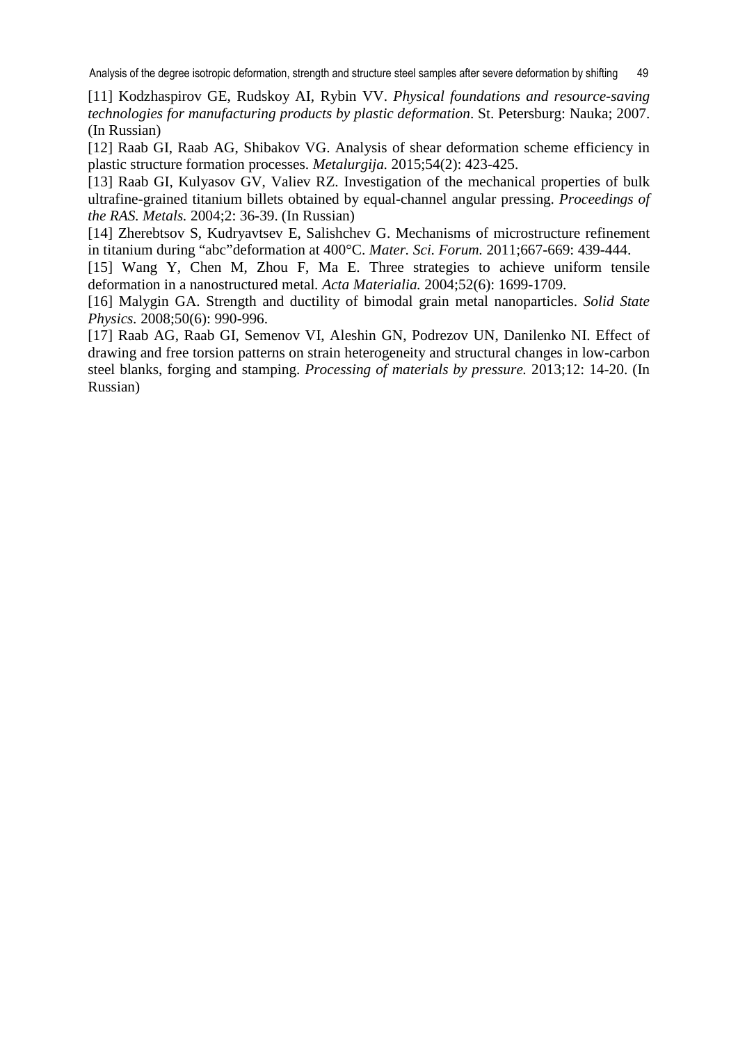[11] Kodzhaspirov GE, Rudskoy AI, Rybin VV. *Physical foundations and resource-saving technologies for manufacturing products by plastic deformation*. St. Petersburg: Nauka; 2007. (In Russian)

[12] Raab GI, Raab AG, Shibakov VG. Analysis of shear deformation scheme efficiency in plastic structure formation processes. *Metalurgija.* 2015;54(2): 423-425.

[13] Raab GI, Kulyasov GV, Valiev RZ. Investigation of the mechanical properties of bulk ultrafine-grained titanium billets obtained by equal-channel angular pressing. *Proceedings of the RAS. Metals.* 2004;2: 36-39. (In Russian)

[14] Zherebtsov S, Kudryavtsev E, Salishchev G. Mechanisms of microstructure refinement in titanium during "abc"deformation at 400°C. *Mater. Sci. Forum.* 2011;667-669: 439-444.

[15] Wang Y, Chen M, Zhou F, Ma E. Three strategies to achieve uniform tensile deformation in a nanostructured metal. *Acta Materialia.* 2004;52(6): 1699-1709.

[16] Malygin GA. Strength and ductility of bimodal grain metal nanoparticles. *Solid State Physics.* 2008;50(6): 990-996.

[17] Raab AG, Raab GI, Semenov VI, Aleshin GN, Podrezov UN, Danilenko NI. Effect of drawing and free torsion patterns on strain heterogeneity and structural changes in low-carbon steel blanks, forging and stamping. *Processing of materials by pressure.* 2013;12: 14-20. (In Russian)